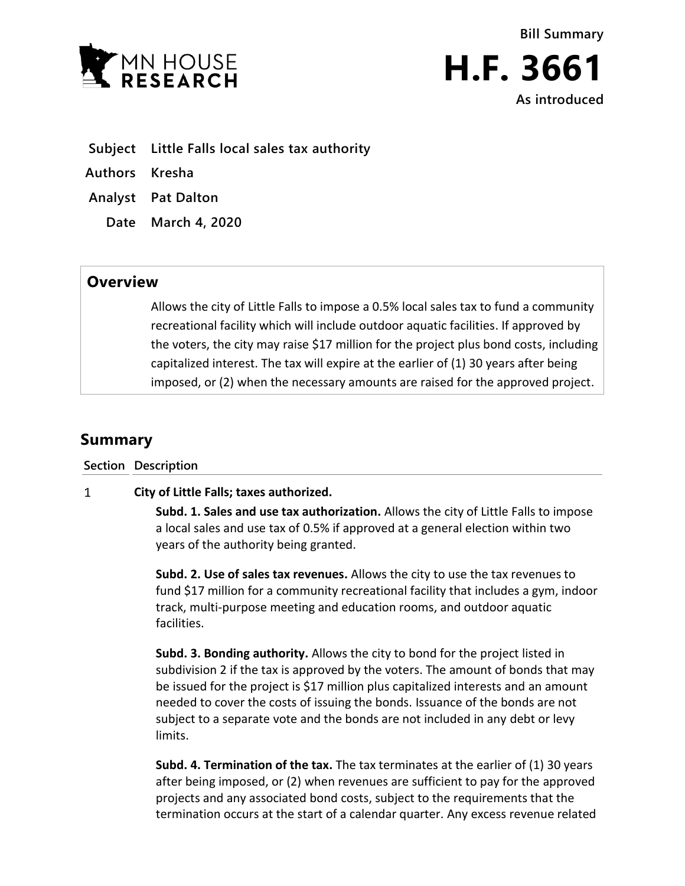MN HOUSE RESEARCH

Bill Summary

# H.F. 3661

As introduced

**Subject** Little Falls local sales tax authority

**Authors** Kresha

**Analyst** Pat Dalton

**Date** March 4, 2020

## Overview

Allows the city of Little Falls to impose a 0.5% local sales tax to fund a community recreational facility which will include outdoor aquatic facilities. If approved by the voters, the city may raise $17 million for the project plus bond costs, including capitalized interest. The tax will expire at the earlier of (1) 30 years after being imposed, or (2) when the necessary amounts are raised for the approved project.

## Summary

**Section Description**

1 **City of Little Falls; taxes authorized.**

**Subd. 1. Sales and use tax authorization.** Allows the city of Little Falls to impose a local sales and use tax of 0.5% if approved at a general election within two years of the authority being granted.

**Subd. 2. Use of sales tax revenues.** Allows the city to use the tax revenues to fund $17 million for a community recreational facility that includes a gym, indoor track, multi-purpose meeting and education rooms, and outdoor aquatic facilities.

**Subd. 3. Bonding authority.** Allows the city to bond for the project listed in subdivision 2 if the tax is approved by the voters. The amount of bonds that may be issued for the project is $17 million plus capitalized interests and an amount needed to cover the costs of issuing the bonds. Issuance of the bonds are not subject to a separate vote and the bonds are not included in any debt or levy limits.

**Subd. 4. Termination of the tax.** The tax terminates at the earlier of (1) 30 years after being imposed, or (2) when revenues are sufficient to pay for the approved projects and any associated bond costs, subject to the requirements that the termination occurs at the start of a calendar quarter. Any excess revenue related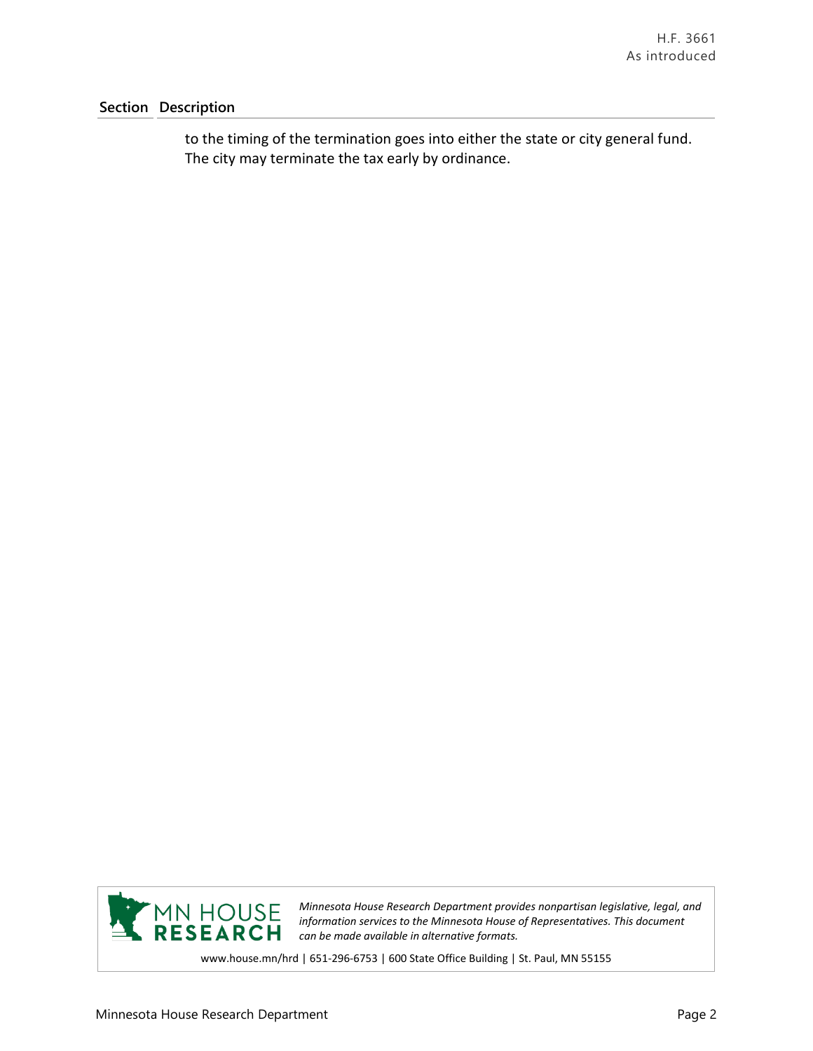| Section | Description |
|---|---|
| | to the timing of the termination goes into either the state or city general fund. The city may terminate the tax early by ordinance. |

*Minnesota House Research Department provides nonpartisan legislative, legal, and information services to the Minnesota House of Representatives. This document can be made available in alternative formats.*

www.house.mn/hrd | 651-296-6753 | 600 State Office Building | St. Paul, MN 55155